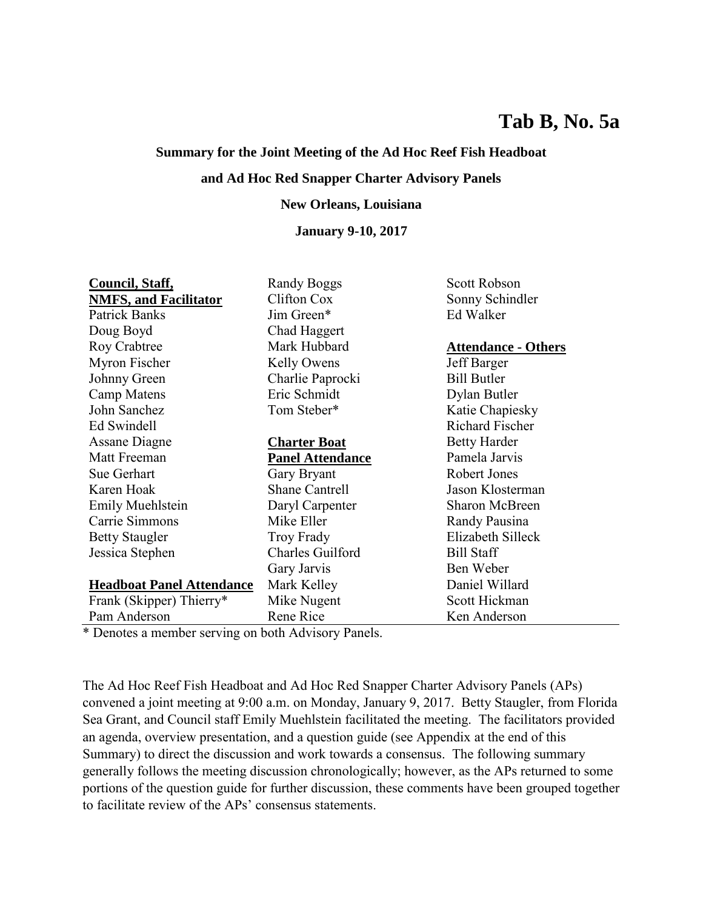**Tab B, No. 5a**

**Summary for the Joint Meeting of the Ad Hoc Reef Fish Headboat**

**and Ad Hoc Red Snapper Charter Advisory Panels**

**New Orleans, Louisiana**

**January 9-10, 2017**

**Council, Staff, NMFS, and Facilitator**
Patrick Banks
Doug Boyd
Roy Crabtree
Myron Fischer
Johnny Green
Camp Matens
John Sanchez
Ed Swindell
Assane Diagne
Matt Freeman
Sue Gerhart
Karen Hoak
Emily Muehlstein
Carrie Simmons
Betty Staugler
Jessica Stephen

**Headboat Panel Attendance**
Frank (Skipper) Thierry*
Pam Anderson
Randy Boggs
Clifton Cox
Jim Green*
Chad Haggert
Mark Hubbard
Kelly Owens
Charlie Paprocki
Eric Schmidt
Tom Steber*

**Charter Boat Panel Attendance**
Gary Bryant
Shane Cantrell
Daryl Carpenter
Mike Eller
Troy Frady
Charles Guilford
Gary Jarvis
Mark Kelley
Mike Nugent
Rene Rice
Scott Robson
Sonny Schindler
Ed Walker

**Attendance - Others**
Jeff Barger
Bill Butler
Dylan Butler
Katie Chapiesky
Richard Fischer
Betty Harder
Pamela Jarvis
Robert Jones
Jason Klosterman
Sharon McBreen
Randy Pausina
Elizabeth Silleck
Bill Staff
Ben Weber
Daniel Willard
Scott Hickman
Ken Anderson

\* Denotes a member serving on both Advisory Panels.

The Ad Hoc Reef Fish Headboat and Ad Hoc Red Snapper Charter Advisory Panels (APs) convened a joint meeting at 9:00 a.m. on Monday, January 9, 2017. Betty Staugler, from Florida Sea Grant, and Council staff Emily Muehlstein facilitated the meeting. The facilitators provided an agenda, overview presentation, and a question guide (see Appendix at the end of this Summary) to direct the discussion and work towards a consensus. The following summary generally follows the meeting discussion chronologically; however, as the APs returned to some portions of the question guide for further discussion, these comments have been grouped together to facilitate review of the APs' consensus statements.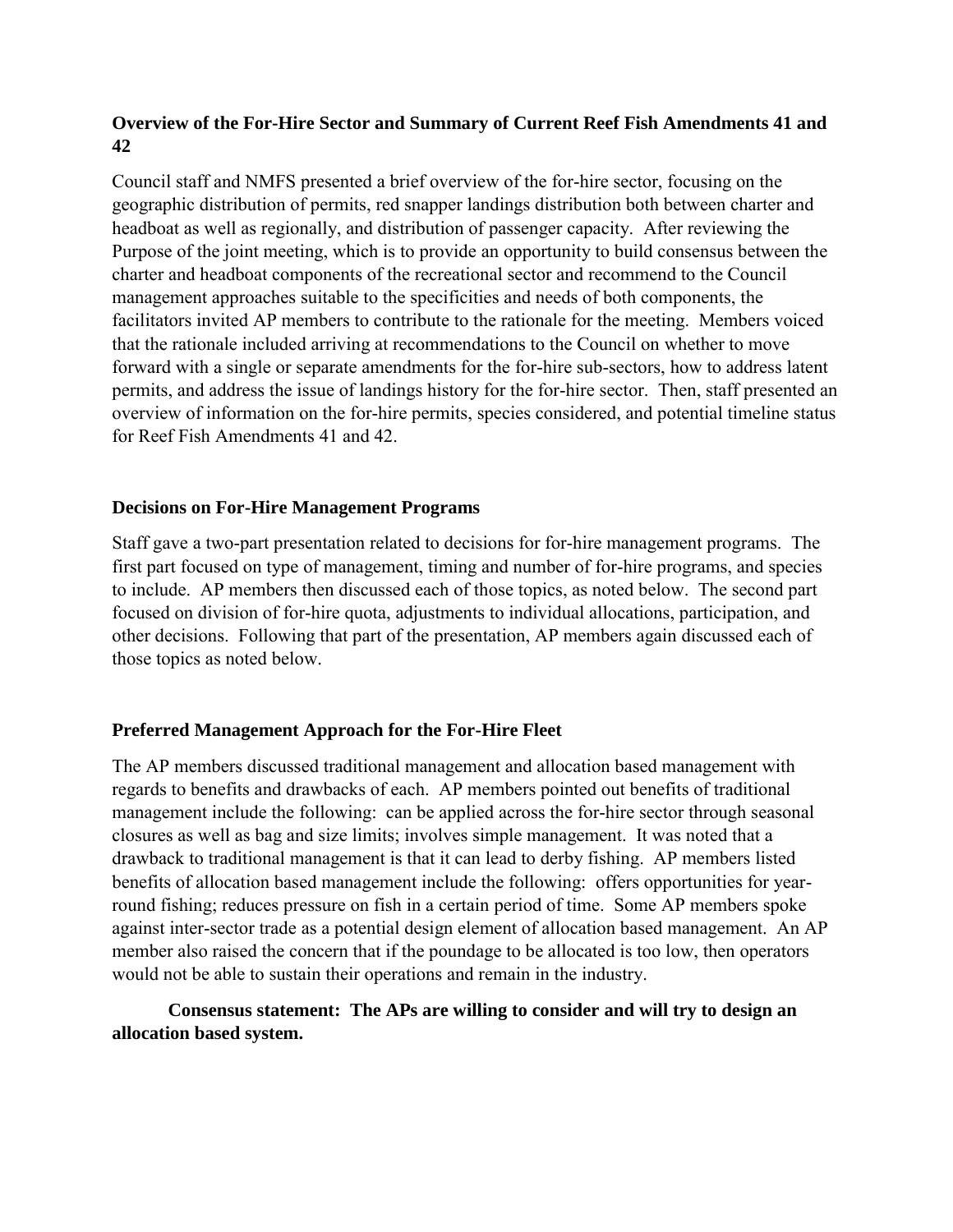## Overview of the For-Hire Sector and Summary of Current Reef Fish Amendments 41 and 42

Council staff and NMFS presented a brief overview of the for-hire sector, focusing on the geographic distribution of permits, red snapper landings distribution both between charter and headboat as well as regionally, and distribution of passenger capacity. After reviewing the Purpose of the joint meeting, which is to provide an opportunity to build consensus between the charter and headboat components of the recreational sector and recommend to the Council management approaches suitable to the specificities and needs of both components, the facilitators invited AP members to contribute to the rationale for the meeting. Members voiced that the rationale included arriving at recommendations to the Council on whether to move forward with a single or separate amendments for the for-hire sub-sectors, how to address latent permits, and address the issue of landings history for the for-hire sector. Then, staff presented an overview of information on the for-hire permits, species considered, and potential timeline status for Reef Fish Amendments 41 and 42.

## Decisions on For-Hire Management Programs

Staff gave a two-part presentation related to decisions for for-hire management programs. The first part focused on type of management, timing and number of for-hire programs, and species to include. AP members then discussed each of those topics, as noted below. The second part focused on division of for-hire quota, adjustments to individual allocations, participation, and other decisions. Following that part of the presentation, AP members again discussed each of those topics as noted below.

## Preferred Management Approach for the For-Hire Fleet

The AP members discussed traditional management and allocation based management with regards to benefits and drawbacks of each. AP members pointed out benefits of traditional management include the following: can be applied across the for-hire sector through seasonal closures as well as bag and size limits; involves simple management. It was noted that a drawback to traditional management is that it can lead to derby fishing. AP members listed benefits of allocation based management include the following: offers opportunities for year-round fishing; reduces pressure on fish in a certain period of time. Some AP members spoke against inter-sector trade as a potential design element of allocation based management. An AP member also raised the concern that if the poundage to be allocated is too low, then operators would not be able to sustain their operations and remain in the industry.

**Consensus statement: The APs are willing to consider and will try to design an allocation based system.**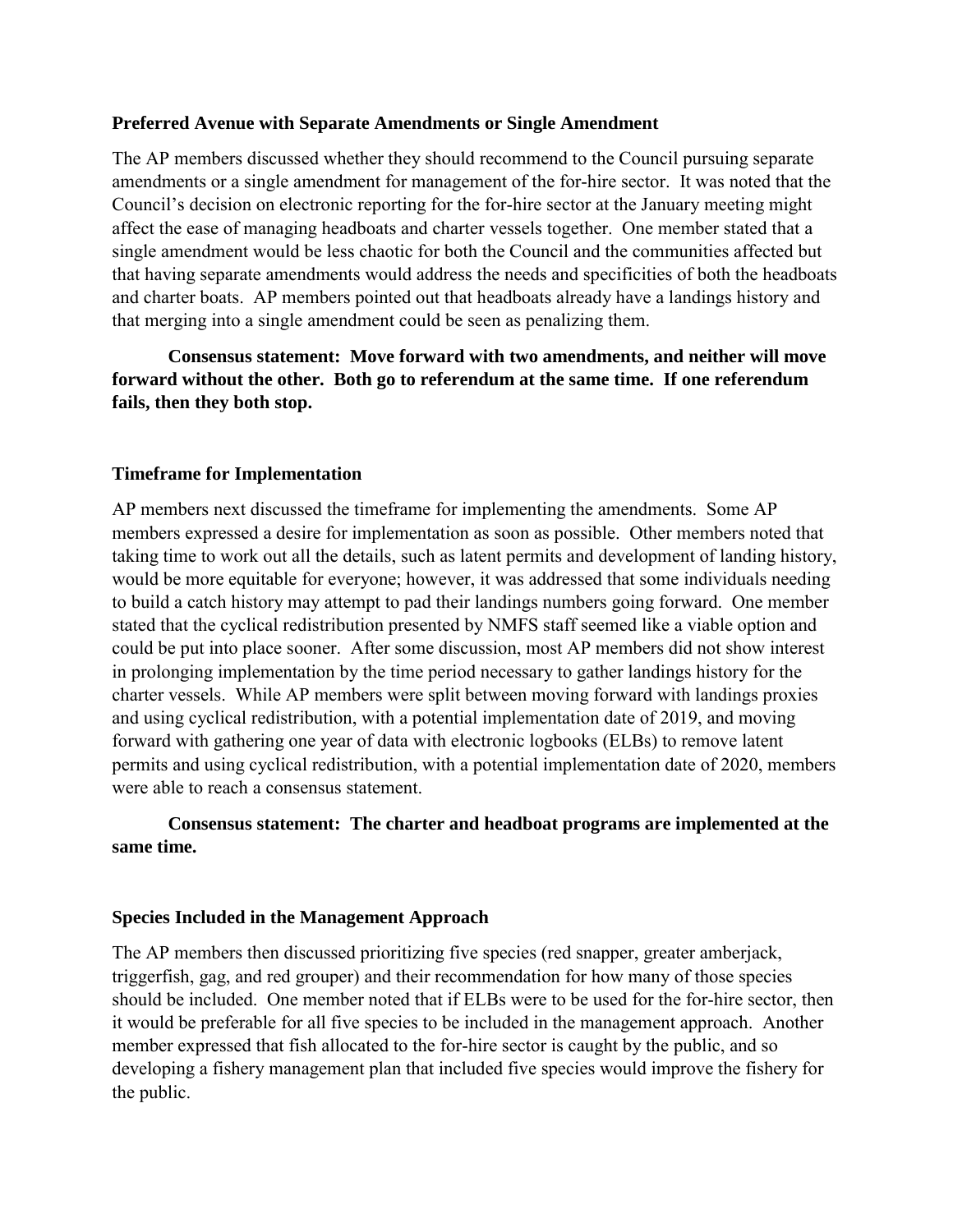**Preferred Avenue with Separate Amendments or Single Amendment**

The AP members discussed whether they should recommend to the Council pursuing separate amendments or a single amendment for management of the for-hire sector. It was noted that the Council's decision on electronic reporting for the for-hire sector at the January meeting might affect the ease of managing headboats and charter vessels together. One member stated that a single amendment would be less chaotic for both the Council and the communities affected but that having separate amendments would address the needs and specificities of both the headboats and charter boats. AP members pointed out that headboats already have a landings history and that merging into a single amendment could be seen as penalizing them.

**Consensus statement: Move forward with two amendments, and neither will move forward without the other. Both go to referendum at the same time. If one referendum fails, then they both stop.**

**Timeframe for Implementation**

AP members next discussed the timeframe for implementing the amendments. Some AP members expressed a desire for implementation as soon as possible. Other members noted that taking time to work out all the details, such as latent permits and development of landing history, would be more equitable for everyone; however, it was addressed that some individuals needing to build a catch history may attempt to pad their landings numbers going forward. One member stated that the cyclical redistribution presented by NMFS staff seemed like a viable option and could be put into place sooner. After some discussion, most AP members did not show interest in prolonging implementation by the time period necessary to gather landings history for the charter vessels. While AP members were split between moving forward with landings proxies and using cyclical redistribution, with a potential implementation date of 2019, and moving forward with gathering one year of data with electronic logbooks (ELBs) to remove latent permits and using cyclical redistribution, with a potential implementation date of 2020, members were able to reach a consensus statement.

**Consensus statement: The charter and headboat programs are implemented at the same time.**

**Species Included in the Management Approach**

The AP members then discussed prioritizing five species (red snapper, greater amberjack, triggerfish, gag, and red grouper) and their recommendation for how many of those species should be included. One member noted that if ELBs were to be used for the for-hire sector, then it would be preferable for all five species to be included in the management approach. Another member expressed that fish allocated to the for-hire sector is caught by the public, and so developing a fishery management plan that included five species would improve the fishery for the public.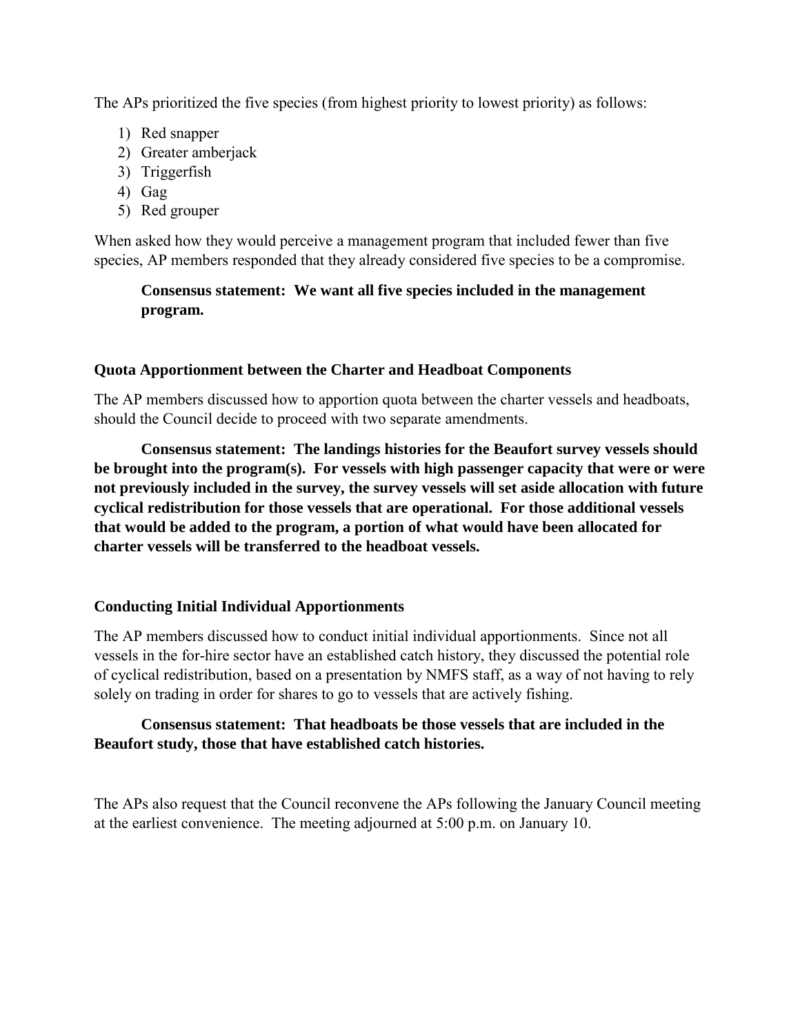The APs prioritized the five species (from highest priority to lowest priority) as follows:

1) Red snapper
2) Greater amberjack
3) Triggerfish
4) Gag
5) Red grouper

When asked how they would perceive a management program that included fewer than five species, AP members responded that they already considered five species to be a compromise.

**Consensus statement: We want all five species included in the management program.**

### Quota Apportionment between the Charter and Headboat Components

The AP members discussed how to apportion quota between the charter vessels and headboats, should the Council decide to proceed with two separate amendments.

**Consensus statement: The landings histories for the Beaufort survey vessels should be brought into the program(s). For vessels with high passenger capacity that were or were not previously included in the survey, the survey vessels will set aside allocation with future cyclical redistribution for those vessels that are operational. For those additional vessels that would be added to the program, a portion of what would have been allocated for charter vessels will be transferred to the headboat vessels.**

### Conducting Initial Individual Apportionments

The AP members discussed how to conduct initial individual apportionments. Since not all vessels in the for-hire sector have an established catch history, they discussed the potential role of cyclical redistribution, based on a presentation by NMFS staff, as a way of not having to rely solely on trading in order for shares to go to vessels that are actively fishing.

**Consensus statement: That headboats be those vessels that are included in the Beaufort study, those that have established catch histories.**

The APs also request that the Council reconvene the APs following the January Council meeting at the earliest convenience. The meeting adjourned at 5:00 p.m. on January 10.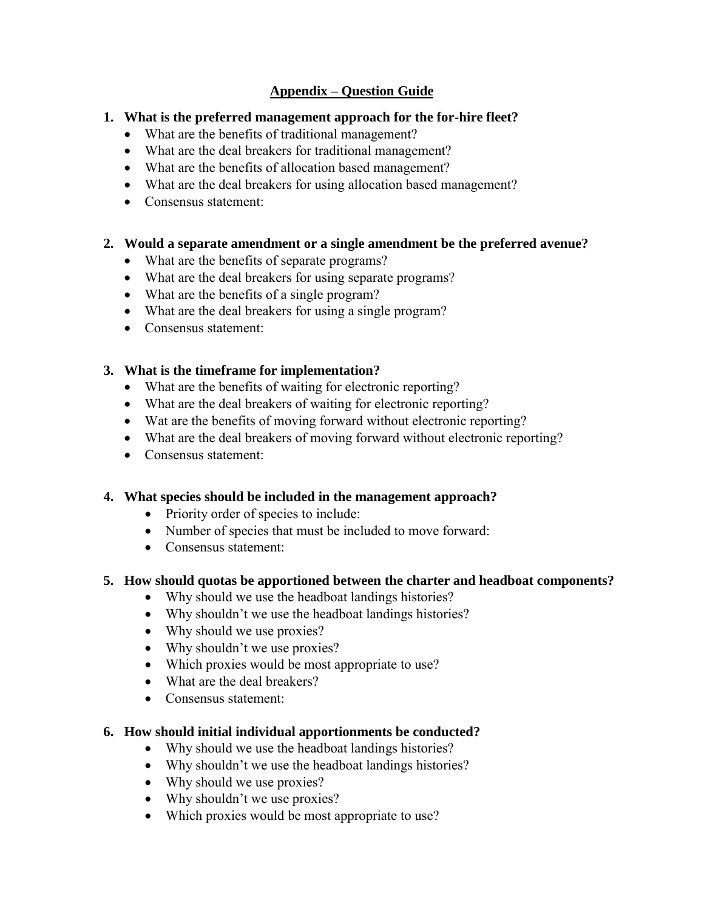## Appendix – Question Guide

1. **What is the preferred management approach for the for-hire fleet?**
   - What are the benefits of traditional management?
   - What are the deal breakers for traditional management?
   - What are the benefits of allocation based management?
   - What are the deal breakers for using allocation based management?
   - Consensus statement:

2. **Would a separate amendment or a single amendment be the preferred avenue?**
   - What are the benefits of separate programs?
   - What are the deal breakers for using separate programs?
   - What are the benefits of a single program?
   - What are the deal breakers for using a single program?
   - Consensus statement:

3. **What is the timeframe for implementation?**
   - What are the benefits of waiting for electronic reporting?
   - What are the deal breakers of waiting for electronic reporting?
   - Wat are the benefits of moving forward without electronic reporting?
   - What are the deal breakers of moving forward without electronic reporting?
   - Consensus statement:

4. **What species should be included in the management approach?**
   - Priority order of species to include:
   - Number of species that must be included to move forward:
   - Consensus statement:

5. **How should quotas be apportioned between the charter and headboat components?**
   - Why should we use the headboat landings histories?
   - Why shouldn't we use the headboat landings histories?
   - Why should we use proxies?
   - Why shouldn't we use proxies?
   - Which proxies would be most appropriate to use?
   - What are the deal breakers?
   - Consensus statement:

6. **How should initial individual apportionments be conducted?**
   - Why should we use the headboat landings histories?
   - Why shouldn't we use the headboat landings histories?
   - Why should we use proxies?
   - Why shouldn't we use proxies?
   - Which proxies would be most appropriate to use?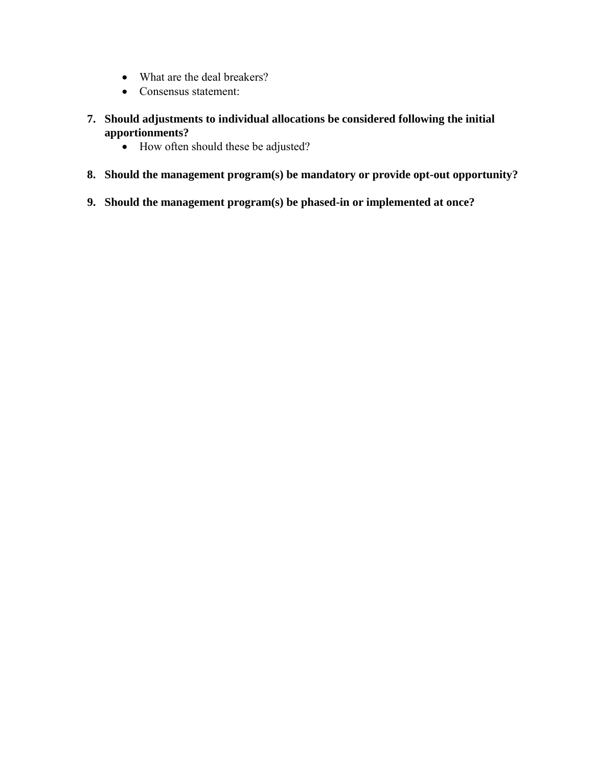- What are the deal breakers?
- Consensus statement:

7. **Should adjustments to individual allocations be considered following the initial apportionments?**
    - How often should these be adjusted?

8. **Should the management program(s) be mandatory or provide opt-out opportunity?**

9. **Should the management program(s) be phased-in or implemented at once?**